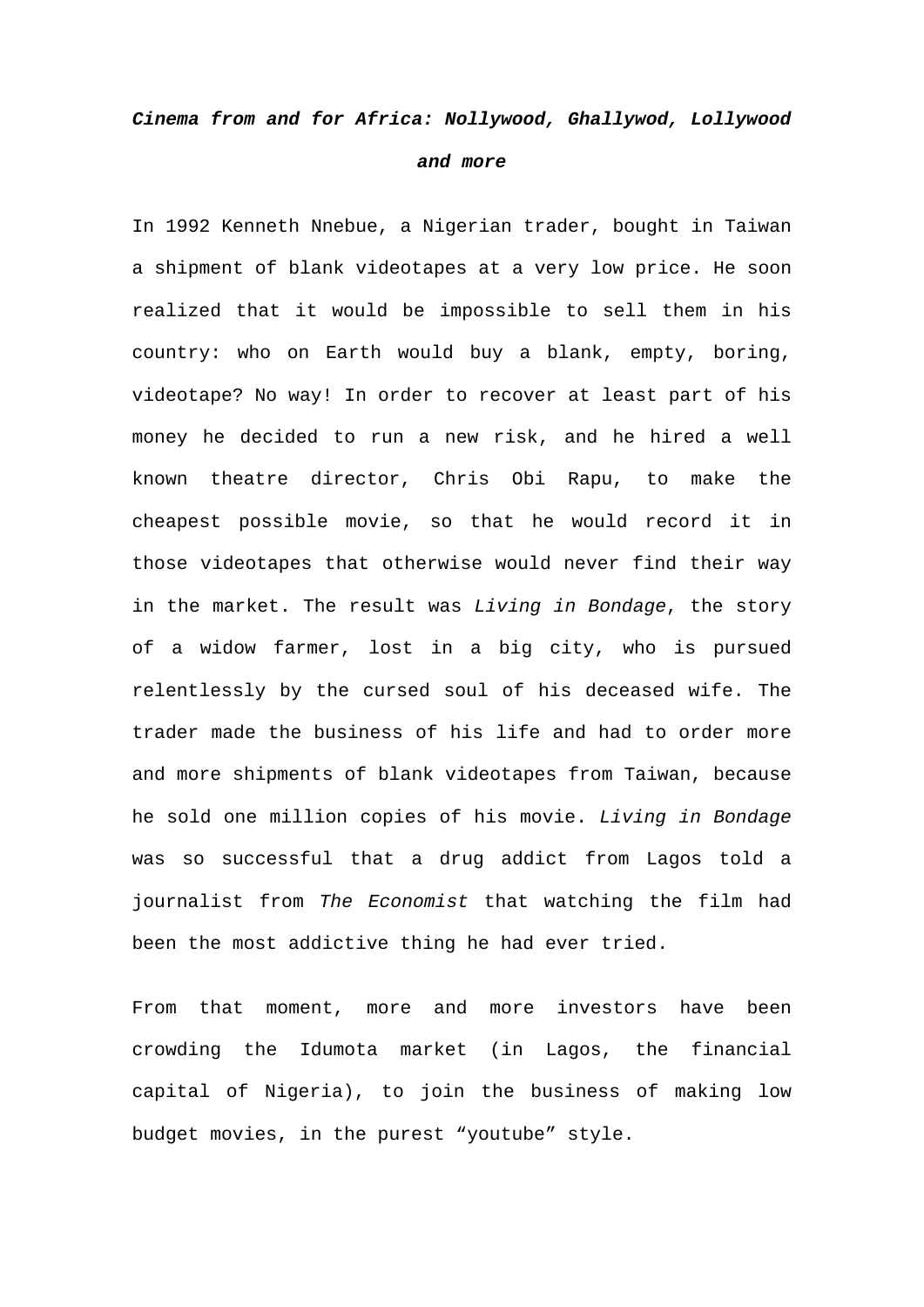# *Cinema from and for Africa: Nollywood, Ghallywod, Lollywood and more*

In 1992 Kenneth Nnebue, a Nigerian trader, bought in Taiwan a shipment of blank videotapes at a very low price. He soon realized that it would be impossible to sell them in his country: who on Earth would buy a blank, empty, boring, videotape? No way! In order to recover at least part of his money he decided to run a new risk, and he hired a well known theatre director, Chris Obi Rapu, to make the cheapest possible movie, so that he would record it in those videotapes that otherwise would never find their way in the market. The result was *Living in Bondage*, the story of a widow farmer, lost in a big city, who is pursued relentlessly by the cursed soul of his deceased wife. The trader made the business of his life and had to order more and more shipments of blank videotapes from Taiwan, because he sold one million copies of his movie. *Living in Bondage* was so successful that a drug addict from Lagos told a journalist from *The Economist* that watching the film had been the most addictive thing he had ever tried.

From that moment, more and more investors have been crowding the Idumota market (in Lagos, the financial capital of Nigeria), to join the business of making low budget movies, in the purest "youtube" style.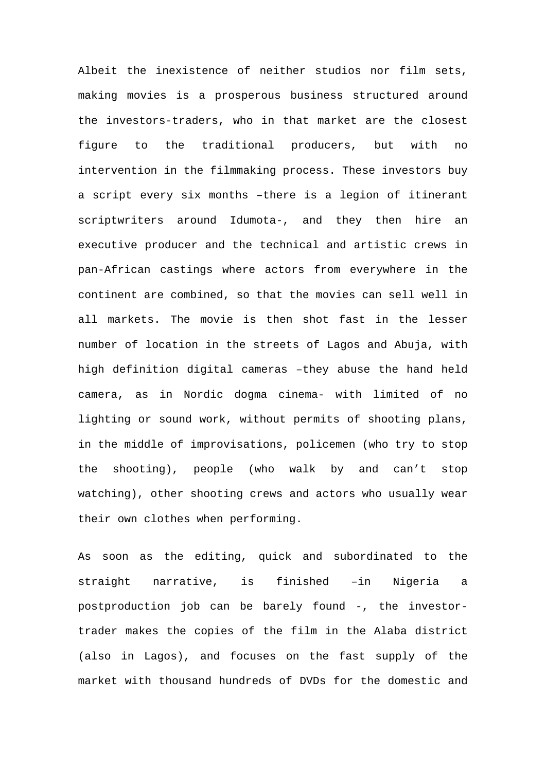Albeit the inexistence of neither studios nor film sets, making movies is a prosperous business structured around the investors-traders, who in that market are the closest figure to the traditional producers, but with no intervention in the filmmaking process. These investors buy a script every six months –there is a legion of itinerant scriptwriters around Idumota-, and they then hire an executive producer and the technical and artistic crews in pan-African castings where actors from everywhere in the continent are combined, so that the movies can sell well in all markets. The movie is then shot fast in the lesser number of location in the streets of Lagos and Abuja, with high definition digital cameras –they abuse the hand held camera, as in Nordic dogma cinema- with limited of no lighting or sound work, without permits of shooting plans, in the middle of improvisations, policemen (who try to stop the shooting), people (who walk by and can't stop watching), other shooting crews and actors who usually wear their own clothes when performing.

As soon as the editing, quick and subordinated to the straight narrative, is finished –in Nigeria a postproduction job can be barely found -, the investor-trader makes the copies of the film in the Alaba district (also in Lagos), and focuses on the fast supply of the market with thousand hundreds of DVDs for the domestic and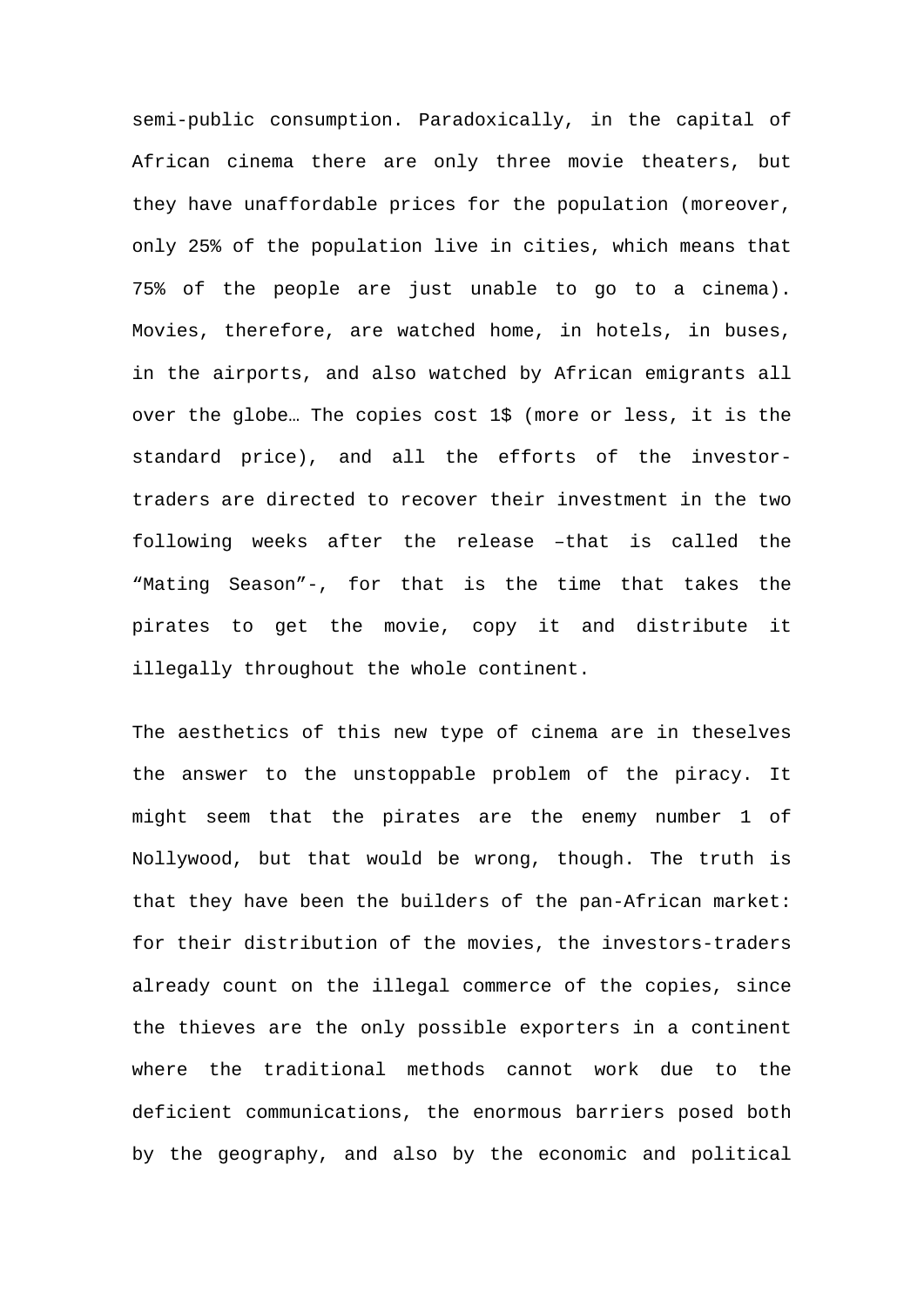semi-public consumption. Paradoxically, in the capital of African cinema there are only three movie theaters, but they have unaffordable prices for the population (moreover, only 25% of the population live in cities, which means that 75% of the people are just unable to go to a cinema). Movies, therefore, are watched home, in hotels, in buses, in the airports, and also watched by African emigrants all over the globe… The copies cost 1$ (more or less, it is the standard price), and all the efforts of the investor-traders are directed to recover their investment in the two following weeks after the release –that is called the "Mating Season"-, for that is the time that takes the pirates to get the movie, copy it and distribute it illegally throughout the whole continent.

The aesthetics of this new type of cinema are in theselves the answer to the unstoppable problem of the piracy. It might seem that the pirates are the enemy number 1 of Nollywood, but that would be wrong, though. The truth is that they have been the builders of the pan-African market: for their distribution of the movies, the investors-traders already count on the illegal commerce of the copies, since the thieves are the only possible exporters in a continent where the traditional methods cannot work due to the deficient communications, the enormous barriers posed both by the geography, and also by the economic and political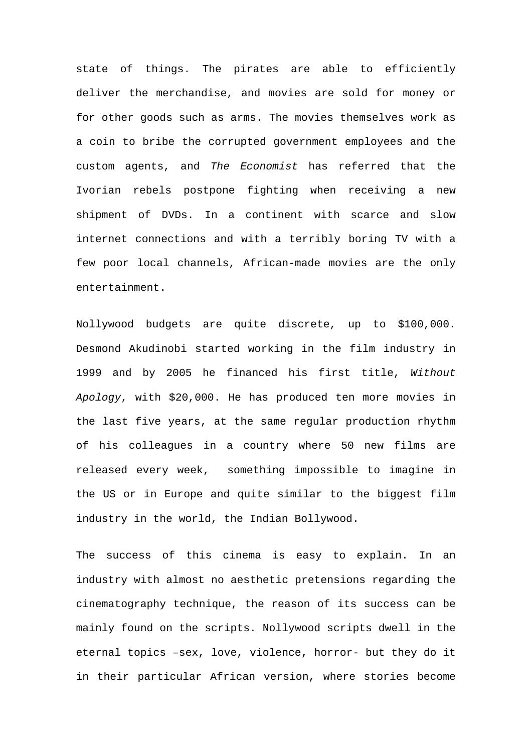state of things. The pirates are able to efficiently deliver the merchandise, and movies are sold for money or for other goods such as arms. The movies themselves work as a coin to bribe the corrupted government employees and the custom agents, and *The Economist* has referred that the Ivorian rebels postpone fighting when receiving a new shipment of DVDs. In a continent with scarce and slow internet connections and with a terribly boring TV with a few poor local channels, African-made movies are the only entertainment.

Nollywood budgets are quite discrete, up to $100,000. Desmond Akudinobi started working in the film industry in 1999 and by 2005 he financed his first title, *Without Apology*, with $20,000. He has produced ten more movies in the last five years, at the same regular production rhythm of his colleagues in a country where 50 new films are released every week,  something impossible to imagine in the US or in Europe and quite similar to the biggest film industry in the world, the Indian Bollywood.

The success of this cinema is easy to explain. In an industry with almost no aesthetic pretensions regarding the cinematography technique, the reason of its success can be mainly found on the scripts. Nollywood scripts dwell in the eternal topics –sex, love, violence, horror- but they do it in their particular African version, where stories become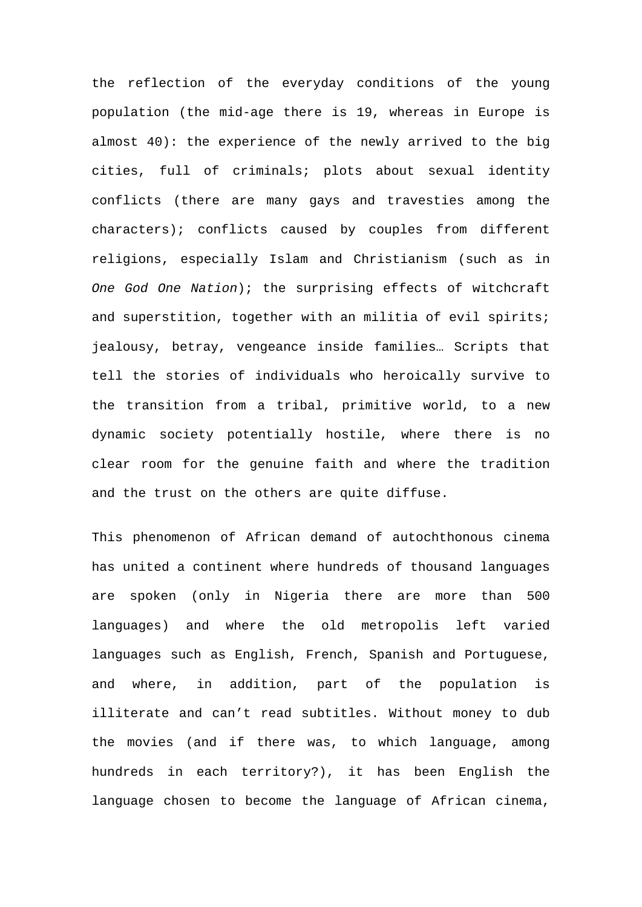the reflection of the everyday conditions of the young population (the mid-age there is 19, whereas in Europe is almost 40): the experience of the newly arrived to the big cities, full of criminals; plots about sexual identity conflicts (there are many gays and travesties among the characters); conflicts caused by couples from different religions, especially Islam and Christianism (such as in *One God One Nation*); the surprising effects of witchcraft and superstition, together with an militia of evil spirits; jealousy, betray, vengeance inside families… Scripts that tell the stories of individuals who heroically survive to the transition from a tribal, primitive world, to a new dynamic society potentially hostile, where there is no clear room for the genuine faith and where the tradition and the trust on the others are quite diffuse.

This phenomenon of African demand of autochthonous cinema has united a continent where hundreds of thousand languages are spoken (only in Nigeria there are more than 500 languages) and where the old metropolis left varied languages such as English, French, Spanish and Portuguese, and where, in addition, part of the population is illiterate and can't read subtitles. Without money to dub the movies (and if there was, to which language, among hundreds in each territory?), it has been English the language chosen to become the language of African cinema,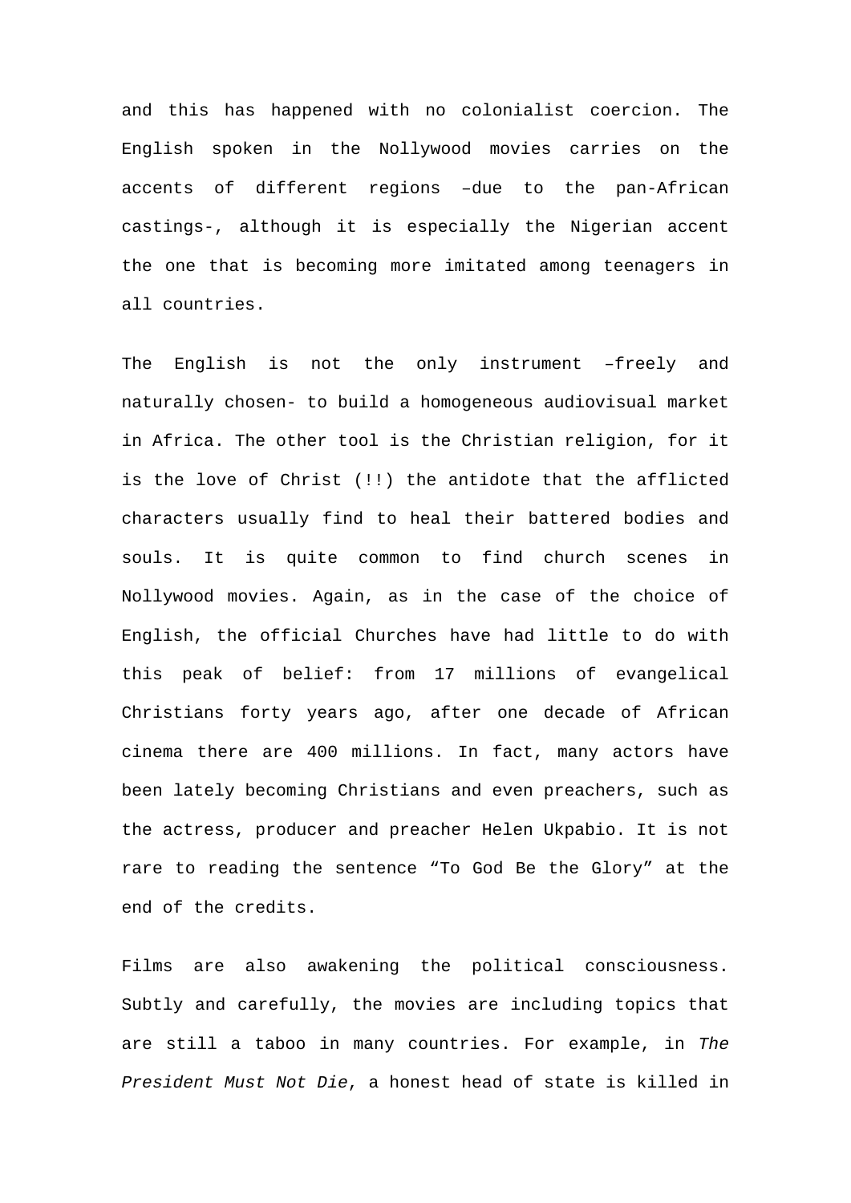and this has happened with no colonialist coercion. The English spoken in the Nollywood movies carries on the accents of different regions –due to the pan-African castings-, although it is especially the Nigerian accent the one that is becoming more imitated among teenagers in all countries.

The English is not the only instrument –freely and naturally chosen- to build a homogeneous audiovisual market in Africa. The other tool is the Christian religion, for it is the love of Christ (!!) the antidote that the afflicted characters usually find to heal their battered bodies and souls. It is quite common to find church scenes in Nollywood movies. Again, as in the case of the choice of English, the official Churches have had little to do with this peak of belief: from 17 millions of evangelical Christians forty years ago, after one decade of African cinema there are 400 millions. In fact, many actors have been lately becoming Christians and even preachers, such as the actress, producer and preacher Helen Ukpabio. It is not rare to reading the sentence “To God Be the Glory” at the end of the credits.

Films are also awakening the political consciousness. Subtly and carefully, the movies are including topics that are still a taboo in many countries. For example, in *The President Must Not Die*, a honest head of state is killed in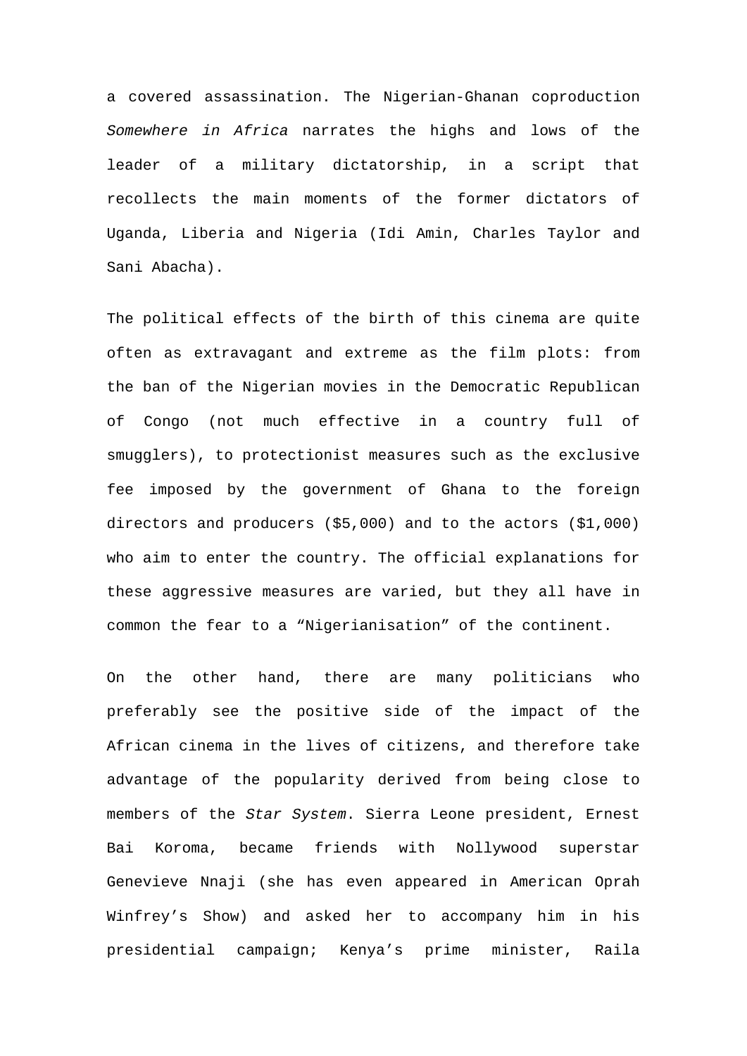a covered assassination. The Nigerian-Ghanan coproduction *Somewhere in Africa* narrates the highs and lows of the leader of a military dictatorship, in a script that recollects the main moments of the former dictators of Uganda, Liberia and Nigeria (Idi Amin, Charles Taylor and Sani Abacha).

The political effects of the birth of this cinema are quite often as extravagant and extreme as the film plots: from the ban of the Nigerian movies in the Democratic Republican of Congo (not much effective in a country full of smugglers), to protectionist measures such as the exclusive fee imposed by the government of Ghana to the foreign directors and producers ($5,000) and to the actors ($1,000) who aim to enter the country. The official explanations for these aggressive measures are varied, but they all have in common the fear to a "Nigerianisation" of the continent.

On the other hand, there are many politicians who preferably see the positive side of the impact of the African cinema in the lives of citizens, and therefore take advantage of the popularity derived from being close to members of the *Star System*. Sierra Leone president, Ernest Bai Koroma, became friends with Nollywood superstar Genevieve Nnaji (she has even appeared in American Oprah Winfrey's Show) and asked her to accompany him in his presidential campaign; Kenya's prime minister, Raila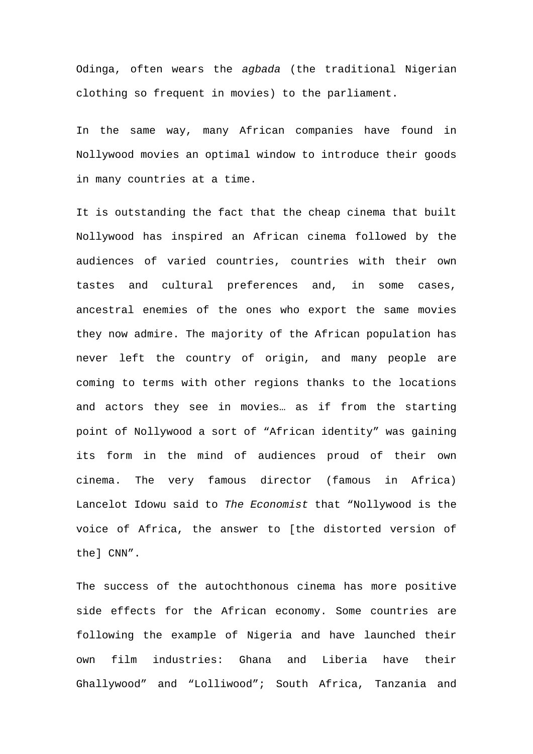Odinga, often wears the *agbada* (the traditional Nigerian clothing so frequent in movies) to the parliament.

In the same way, many African companies have found in Nollywood movies an optimal window to introduce their goods in many countries at a time.

It is outstanding the fact that the cheap cinema that built Nollywood has inspired an African cinema followed by the audiences of varied countries, countries with their own tastes and cultural preferences and, in some cases, ancestral enemies of the ones who export the same movies they now admire. The majority of the African population has never left the country of origin, and many people are coming to terms with other regions thanks to the locations and actors they see in movies… as if from the starting point of Nollywood a sort of "African identity" was gaining its form in the mind of audiences proud of their own cinema. The very famous director (famous in Africa) Lancelot Idowu said to *The Economist* that "Nollywood is the voice of Africa, the answer to [the distorted version of the] CNN".

The success of the autochthonous cinema has more positive side effects for the African economy. Some countries are following the example of Nigeria and have launched their own film industries: Ghana and Liberia have their Ghallywood" and "Lolliwood"; South Africa, Tanzania and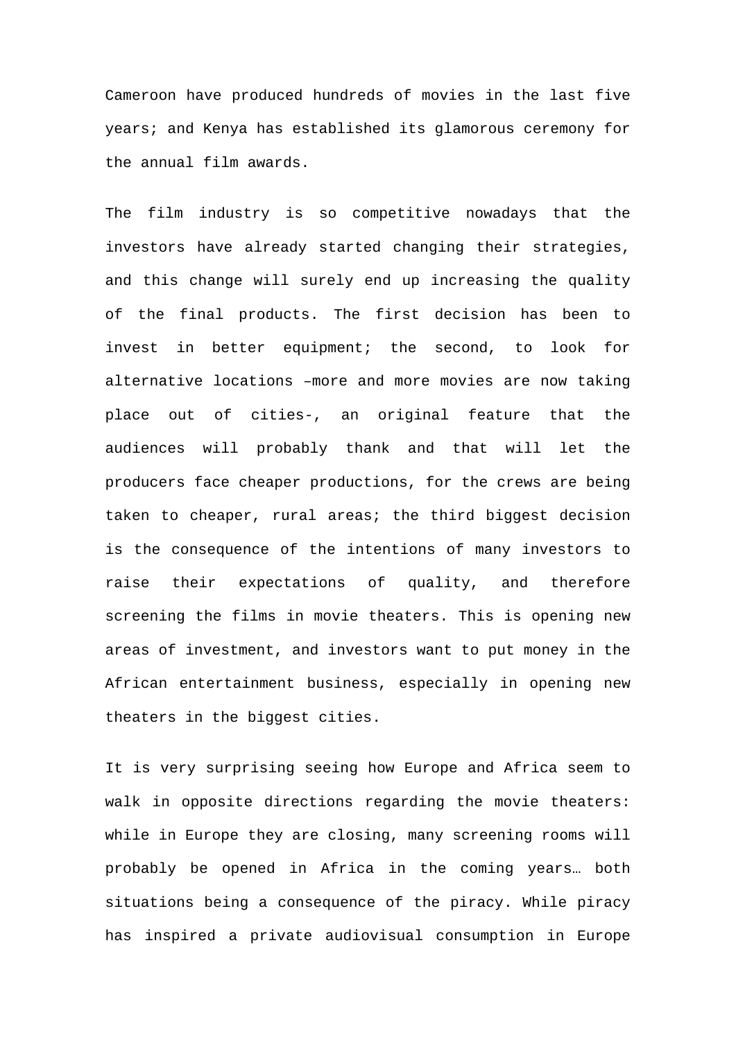Cameroon have produced hundreds of movies in the last five years; and Kenya has established its glamorous ceremony for the annual film awards.

The film industry is so competitive nowadays that the investors have already started changing their strategies, and this change will surely end up increasing the quality of the final products. The first decision has been to invest in better equipment; the second, to look for alternative locations –more and more movies are now taking place out of cities-, an original feature that the audiences will probably thank and that will let the producers face cheaper productions, for the crews are being taken to cheaper, rural areas; the third biggest decision is the consequence of the intentions of many investors to raise their expectations of quality, and therefore screening the films in movie theaters. This is opening new areas of investment, and investors want to put money in the African entertainment business, especially in opening new theaters in the biggest cities.

It is very surprising seeing how Europe and Africa seem to walk in opposite directions regarding the movie theaters: while in Europe they are closing, many screening rooms will probably be opened in Africa in the coming years… both situations being a consequence of the piracy. While piracy has inspired a private audiovisual consumption in Europe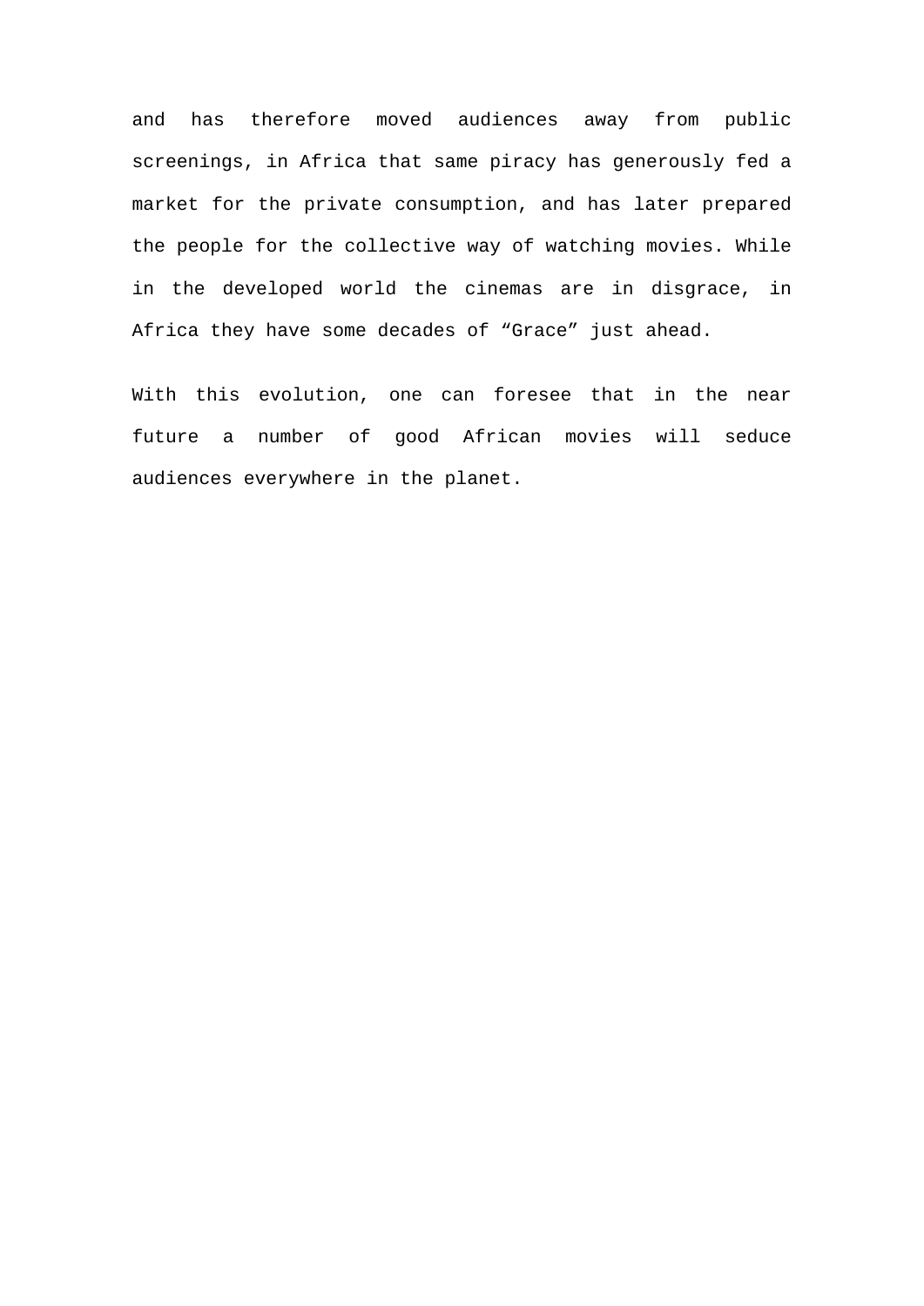and has therefore moved audiences away from public screenings, in Africa that same piracy has generously fed a market for the private consumption, and has later prepared the people for the collective way of watching movies. While in the developed world the cinemas are in disgrace, in Africa they have some decades of “Grace” just ahead.

With this evolution, one can foresee that in the near future a number of good African movies will seduce audiences everywhere in the planet.